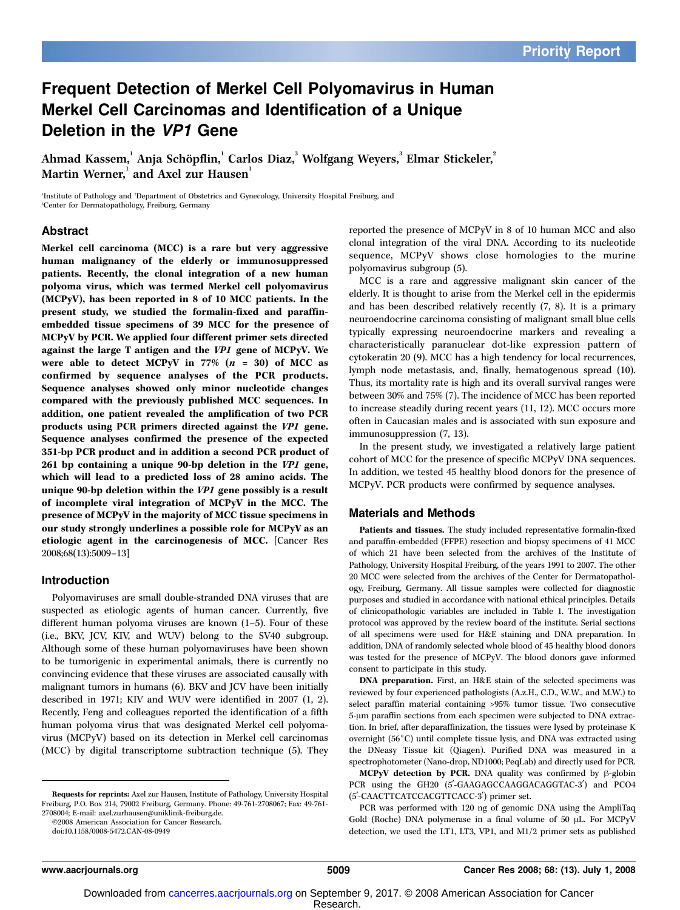Priority Report

# Frequent Detection of Merkel Cell Polyomavirus in Human Merkel Cell Carcinomas and Identification of a Unique Deletion in the *VP1* Gene

Ahmad Kassem,[1] Anja Schöpflin,[1] Carlos Diaz,[3] Wolfgang Weyers,[3] Elmar Stickeler,[2] Martin Werner,[1] and Axel zur Hausen[1]

[1]Institute of Pathology and [2]Department of Obstetrics and Gynecology, University Hospital Freiburg, and [3]Center for Dermatopathology, Freiburg, Germany

## Abstract

**Merkel cell carcinoma (MCC) is a rare but very aggressive human malignancy of the elderly or immunosuppressed patients. Recently, the clonal integration of a new human polyoma virus, which was termed Merkel cell polyomavirus (MCPyV), has been reported in 8 of 10 MCC patients. In the present study, we studied the formalin-fixed and paraffin-embedded tissue specimens of 39 MCC for the presence of MCPyV by PCR. We applied four different primer sets directed against the large T antigen and the *VP1* gene of MCPyV. We were able to detect MCPyV in 77% ($n$ = 30) of MCC as confirmed by sequence analyses of the PCR products. Sequence analyses showed only minor nucleotide changes compared with the previously published MCC sequences. In addition, one patient revealed the amplification of two PCR products using PCR primers directed against the *VP1* gene. Sequence analyses confirmed the presence of the expected 351-bp PCR product and in addition a second PCR product of 261 bp containing a unique 90-bp deletion in the *VP1* gene, which will lead to a predicted loss of 28 amino acids. The unique 90-bp deletion within the *VP1* gene possibly is a result of incomplete viral integration of MCPyV in the MCC. The presence of MCPyV in the majority of MCC tissue specimens in our study strongly underlines a possible role for MCPyV as an etiologic agent in the carcinogenesis of MCC.** [Cancer Res 2008;68(13):5009–13]

## Introduction

Polyomaviruses are small double-stranded DNA viruses that are suspected as etiologic agents of human cancer. Currently, five different human polyoma viruses are known (1–5). Four of these (i.e., BKV, JCV, KIV, and WUV) belong to the SV40 subgroup. Although some of these human polyomaviruses have been shown to be tumorigenic in experimental animals, there is currently no convincing evidence that these viruses are associated causally with malignant tumors in humans (6). BKV and JCV have been initially described in 1971; KIV and WUV were identified in 2007 (1, 2). Recently, Feng and colleagues reported the identification of a fifth human polyoma virus that was designated Merkel cell polyomavirus (MCPyV) based on its detection in Merkel cell carcinomas (MCC) by digital transcriptome subtraction technique (5). They reported the presence of MCPyV in 8 of 10 human MCC and also clonal integration of the viral DNA. According to its nucleotide sequence, MCPyV shows close homologies to the murine polyomavirus subgroup (5).

MCC is a rare and aggressive malignant skin cancer of the elderly. It is thought to arise from the Merkel cell in the epidermis and has been described relatively recently (7, 8). It is a primary neuroendocrine carcinoma consisting of malignant small blue cells typically expressing neuroendocrine markers and revealing a characteristically paranuclear dot-like expression pattern of cytokeratin 20 (9). MCC has a high tendency for local recurrences, lymph node metastasis, and, finally, hematogenous spread (10). Thus, its mortality rate is high and its overall survival ranges were between 30% and 75% (7). The incidence of MCC has been reported to increase steadily during recent years (11, 12). MCC occurs more often in Caucasian males and is associated with sun exposure and immunosuppression (7, 13).

In the present study, we investigated a relatively large patient cohort of MCC for the presence of specific MCPyV DNA sequences. In addition, we tested 45 healthy blood donors for the presence of MCPyV. PCR products were confirmed by sequence analyses.

## Materials and Methods

**Patients and tissues.** The study included representative formalin-fixed and paraffin-embedded (FFPE) resection and biopsy specimens of 41 MCC of which 21 have been selected from the archives of the Institute of Pathology, University Hospital Freiburg, of the years 1991 to 2007. The other 20 MCC were selected from the archives of the Center for Dermatopathology, Freiburg, Germany. All tissue samples were collected for diagnostic purposes and studied in accordance with national ethical principles. Details of clinicopathologic variables are included in Table 1. The investigation protocol was approved by the review board of the institute. Serial sections of all specimens were used for H&E staining and DNA preparation. In addition, DNA of randomly selected whole blood of 45 healthy blood donors was tested for the presence of MCPyV. The blood donors gave informed consent to participate in this study.

**DNA preparation.** First, an H&E stain of the selected specimens was reviewed by four experienced pathologists (A.z.H., C.D., W.W., and M.W.) to select paraffin material containing >95% tumor tissue. Two consecutive 5-μm paraffin sections from each specimen were subjected to DNA extraction. In brief, after deparaffinization, the tissues were lysed by proteinase K overnight (56°C) until complete tissue lysis, and DNA was extracted using the DNeasy Tissue kit (Qiagen). Purified DNA was measured in a spectrophotometer (Nano-drop, ND1000; PeqLab) and directly used for PCR.

**MCPyV detection by PCR.** DNA quality was confirmed by β-globin PCR using the GH20 (5′-GAAGAGCCAAGGACAGGTAC-3′) and PCO4 (5′-CAACTTCATCCACGTTCACC-3′) primer set.

PCR was performed with 120 ng of genomic DNA using the AmpliTaq Gold (Roche) DNA polymerase in a final volume of 50 μL. For MCPyV detection, we used the LT1, LT3, VP1, and M1/2 primer sets as published

**Requests for reprints:** Axel zur Hausen, Institute of Pathology, University Hospital Freiburg, P.O. Box 214, 79002 Freiburg, Germany. Phone: 49-761-2708067; Fax: 49-761-2708004; E-mail: axel.zurhausen@uniklinik-freiburg.de.

©2008 American Association for Cancer Research.

doi:10.1158/0008-5472.CAN-08-0949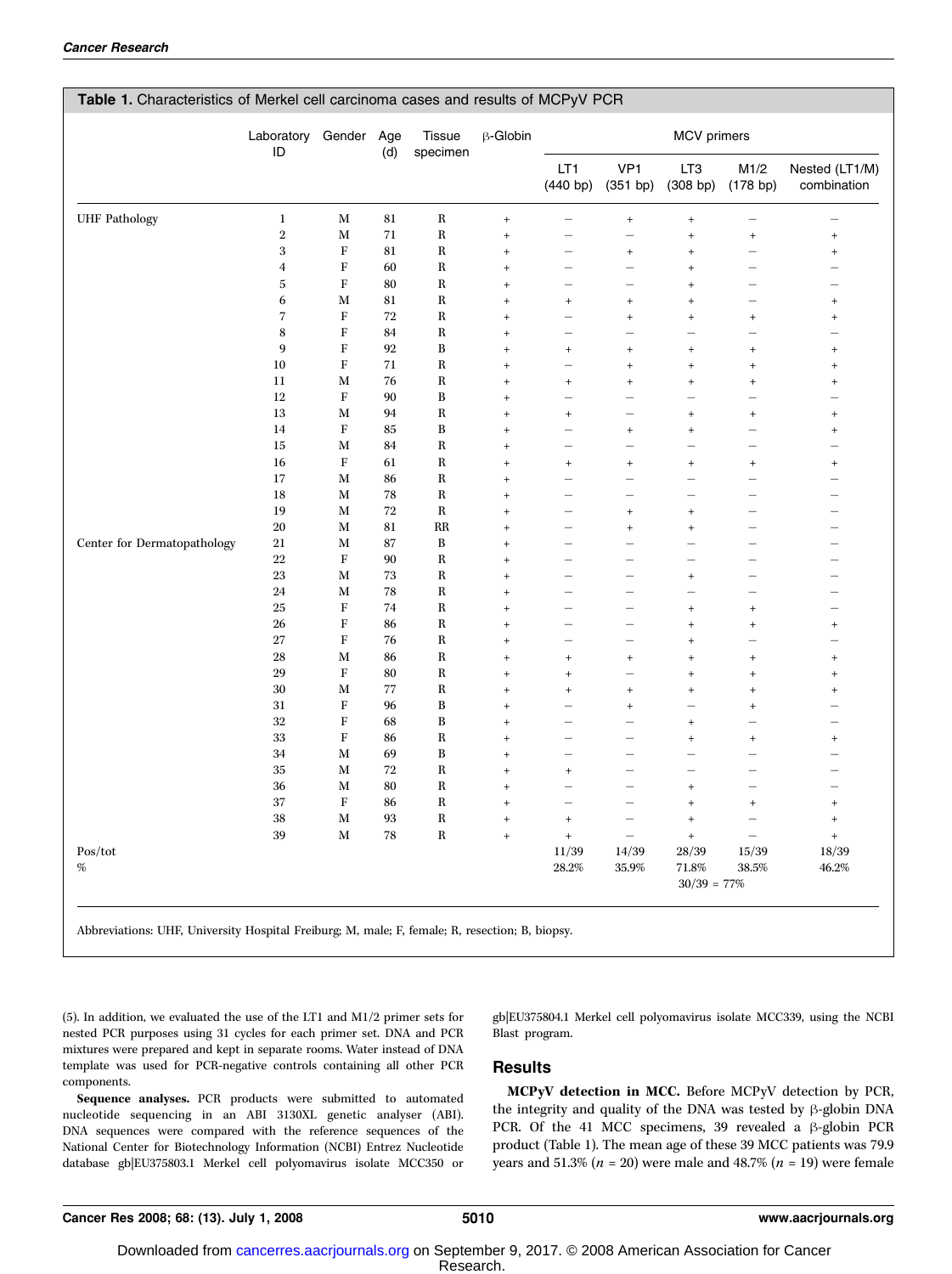**Table 1.** Characteristics of Merkel cell carcinoma cases and results of MCPyV PCR

| | Laboratory ID | Gender | Age (d) | Tissue specimen | β-Globin | MCV primers | | | | |
|---|---|---|---|---|---|---|---|---|---|---|
| | | | | | | LT1 (440 bp) | VP1 (351 bp) | LT3 (308 bp) | M1/2 (178 bp) | Nested (LT1/M) combination |
| UHF Pathology | 1 | M | 81 | R | + | – | + | + | – | – |
| | 2 | M | 71 | R | + | – | – | + | + | + |
| | 3 | F | 81 | R | + | – | + | + | – | + |
| | 4 | F | 60 | R | + | – | – | + | – | – |
| | 5 | F | 80 | R | + | – | – | + | – | – |
| | 6 | M | 81 | R | + | + | + | + | – | + |
| | 7 | F | 72 | R | + | – | + | + | + | + |
| | 8 | F | 84 | R | + | – | – | – | – | – |
| | 9 | F | 92 | B | + | + | + | + | + | + |
| | 10 | F | 71 | R | + | – | + | + | + | + |
| | 11 | M | 76 | R | + | + | + | + | + | + |
| | 12 | F | 90 | B | + | – | – | – | – | – |
| | 13 | M | 94 | R | + | + | – | + | + | + |
| | 14 | F | 85 | B | + | – | + | + | – | + |
| | 15 | M | 84 | R | + | – | – | – | – | – |
| | 16 | F | 61 | R | + | + | + | + | + | + |
| | 17 | M | 86 | R | + | – | – | – | – | – |
| | 18 | M | 78 | R | + | – | – | – | – | – |
| | 19 | M | 72 | R | + | – | + | + | – | – |
| | 20 | M | 81 | RR | + | – | + | + | – | – |
| Center for Dermatopathology | 21 | M | 87 | B | + | – | – | – | – | – |
| | 22 | F | 90 | R | + | – | – | – | – | – |
| | 23 | M | 73 | R | + | – | – | + | – | – |
| | 24 | M | 78 | R | + | – | – | – | – | – |
| | 25 | F | 74 | R | + | – | – | + | + | – |
| | 26 | F | 86 | R | + | – | – | + | + | + |
| | 27 | F | 76 | R | + | – | – | + | – | – |
| | 28 | M | 86 | R | + | + | + | + | + | + |
| | 29 | F | 80 | R | + | + | – | + | + | + |
| | 30 | M | 77 | R | + | + | + | + | + | + |
| | 31 | F | 96 | B | + | – | + | – | + | – |
| | 32 | F | 68 | B | + | – | – | + | – | – |
| | 33 | F | 86 | R | + | – | – | + | + | + |
| | 34 | M | 69 | B | + | – | – | – | – | – |
| | 35 | M | 72 | R | + | + | – | – | – | – |
| | 36 | M | 80 | R | + | – | – | + | – | – |
| | 37 | F | 86 | R | + | – | – | + | + | + |
| | 38 | M | 93 | R | + | + | – | + | – | + |
| | 39 | M | 78 | R | + | + | – | + | – | + |
| Pos/tot | | | | | | 11/39 | 14/39 | 28/39 | 15/39 | 18/39 |
| % | | | | | | 28.2% | 35.9% | 71.8% | 38.5% | 46.2% |
| | | | | | | | | 30/39 = 77% | | |

Abbreviations: UHF, University Hospital Freiburg; M, male; F, female; R, resection; B, biopsy.

(5). In addition, we evaluated the use of the LT1 and M1/2 primer sets for nested PCR purposes using 31 cycles for each primer set. DNA and PCR mixtures were prepared and kept in separate rooms. Water instead of DNA template was used for PCR-negative controls containing all other PCR components.

**Sequence analyses.** PCR products were submitted to automated nucleotide sequencing in an ABI 3130XL genetic analyser (ABI). DNA sequences were compared with the reference sequences of the National Center for Biotechnology Information (NCBI) Entrez Nucleotide database gb|EU375803.1 Merkel cell polyomavirus isolate MCC350 or gb|EU375804.1 Merkel cell polyomavirus isolate MCC339, using the NCBI Blast program.

## Results

**MCPyV detection in MCC.** Before MCPyV detection by PCR, the integrity and quality of the DNA was tested by β-globin DNA PCR. Of the 41 MCC specimens, 39 revealed a β-globin PCR product (Table 1). The mean age of these 39 MCC patients was 79.9 years and 51.3% ($n$ = 20) were male and 48.7% ($n$ = 19) were female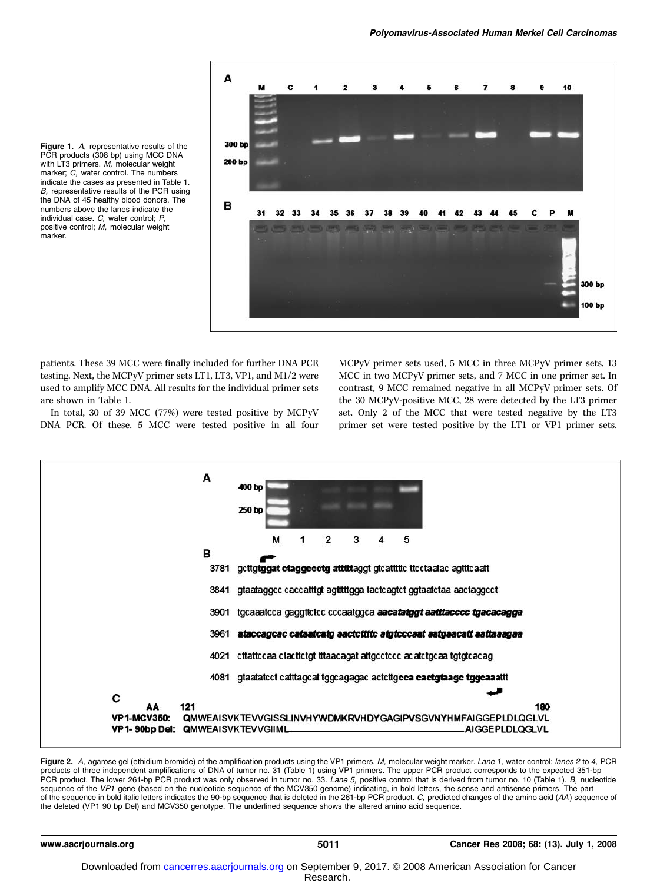Figure 1. *A*, representative results of the PCR products (308 bp) using MCC DNA with LT3 primers. *M*, molecular weight marker; *C*, water control. The numbers indicate the cases as presented in Table 1. *B*, representative results of the PCR using the DNA of 45 healthy blood donors. The numbers above the lanes indicate the individual case. *C*, water control; *P*, positive control; *M*, molecular weight marker.

patients. These 39 MCC were finally included for further DNA PCR testing. Next, the MCPyV primer sets LT1, LT3, VP1, and M1/2 were used to amplify MCC DNA. All results for the individual primer sets are shown in Table 1.

In total, 30 of 39 MCC (77%) were tested positive by MCPyV DNA PCR. Of these, 5 MCC were tested positive in all four MCPyV primer sets used, 5 MCC in three MCPyV primer sets, 13 MCC in two MCPyV primer sets, and 7 MCC in one primer set. In contrast, 9 MCC remained negative in all MCPyV primer sets. Of the 30 MCPyV-positive MCC, 28 were detected by the LT3 primer set. Only 2 of the MCC that were tested negative by the LT3 primer set were tested positive by the LT1 or VP1 primer sets.

Figure 2. *A*, agarose gel (ethidium bromide) of the amplification products using the VP1 primers. *M*, molecular weight marker. *Lane 1*, water control; *lanes 2* to *4*, PCR products of three independent amplifications of DNA of tumor no. 31 (Table 1) using VP1 primers. The upper PCR product corresponds to the expected 351-bp PCR product. The lower 261-bp PCR product was only observed in tumor no. 33. *Lane 5*, positive control that is derived from tumor no. 10 (Table 1). *B*, nucleotide sequence of the *VP1* gene (based on the nucleotide sequence of the MCV350 genome) indicating, in bold letters, the sense and antisense primers. The part of the sequence in bold italic letters indicates the 90-bp sequence that is deleted in the 261-bp PCR product. *C*, predicted changes of the amino acid (*AA*) sequence of the deleted (VP1 90 bp Del) and MCV350 genotype. The underlined sequence shows the altered amino acid sequence.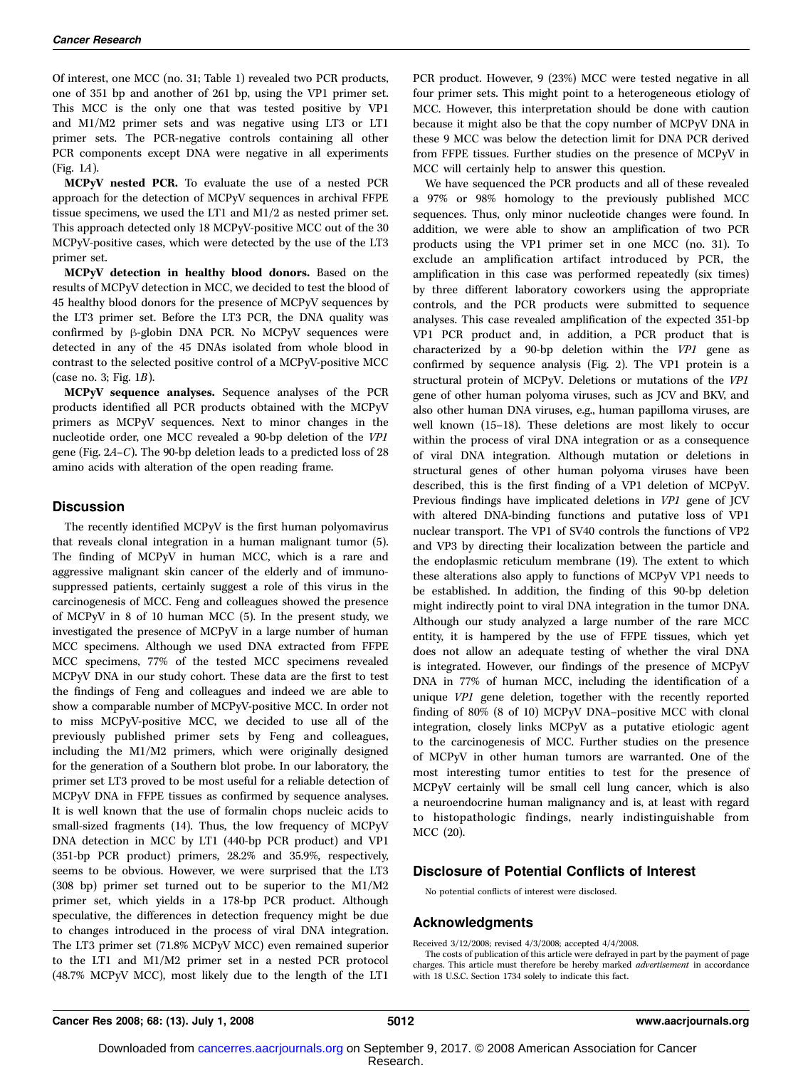Of interest, one MCC (no. 31; Table 1) revealed two PCR products, one of 351 bp and another of 261 bp, using the VP1 primer set. This MCC is the only one that was tested positive by VP1 and M1/M2 primer sets and was negative using LT3 or LT1 primer sets. The PCR-negative controls containing all other PCR components except DNA were negative in all experiments (Fig. 1*A*).

**MCPyV nested PCR.** To evaluate the use of a nested PCR approach for the detection of MCPyV sequences in archival FFPE tissue specimens, we used the LT1 and M1/2 as nested primer set. This approach detected only 18 MCPyV-positive MCC out of the 30 MCPyV-positive cases, which were detected by the use of the LT3 primer set.

**MCPyV detection in healthy blood donors.** Based on the results of MCPyV detection in MCC, we decided to test the blood of 45 healthy blood donors for the presence of MCPyV sequences by the LT3 primer set. Before the LT3 PCR, the DNA quality was confirmed by β-globin DNA PCR. No MCPyV sequences were detected in any of the 45 DNAs isolated from whole blood in contrast to the selected positive control of a MCPyV-positive MCC (case no. 3; Fig. 1*B*).

**MCPyV sequence analyses.** Sequence analyses of the PCR products identified all PCR products obtained with the MCPyV primers as MCPyV sequences. Next to minor changes in the nucleotide order, one MCC revealed a 90-bp deletion of the *VP1* gene (Fig. 2*A–C*). The 90-bp deletion leads to a predicted loss of 28 amino acids with alteration of the open reading frame.

## Discussion

The recently identified MCPyV is the first human polyomavirus that reveals clonal integration in a human malignant tumor (5). The finding of MCPyV in human MCC, which is a rare and aggressive malignant skin cancer of the elderly and of immunosuppressed patients, certainly suggest a role of this virus in the carcinogenesis of MCC. Feng and colleagues showed the presence of MCPyV in 8 of 10 human MCC (5). In the present study, we investigated the presence of MCPyV in a large number of human MCC specimens. Although we used DNA extracted from FFPE MCC specimens, 77% of the tested MCC specimens revealed MCPyV DNA in our study cohort. These data are the first to test the findings of Feng and colleagues and indeed we are able to show a comparable number of MCPyV-positive MCC. In order not to miss MCPyV-positive MCC, we decided to use all of the previously published primer sets by Feng and colleagues, including the M1/M2 primers, which were originally designed for the generation of a Southern blot probe. In our laboratory, the primer set LT3 proved to be most useful for a reliable detection of MCPyV DNA in FFPE tissues as confirmed by sequence analyses. It is well known that the use of formalin chops nucleic acids to small-sized fragments (14). Thus, the low frequency of MCPyV DNA detection in MCC by LT1 (440-bp PCR product) and VP1 (351-bp PCR product) primers, 28.2% and 35.9%, respectively, seems to be obvious. However, we were surprised that the LT3 (308 bp) primer set turned out to be superior to the M1/M2 primer set, which yields in a 178-bp PCR product. Although speculative, the differences in detection frequency might be due to changes introduced in the process of viral DNA integration. The LT3 primer set (71.8% MCPyV MCC) even remained superior to the LT1 and M1/M2 primer set in a nested PCR protocol (48.7% MCPyV MCC), most likely due to the length of the LT1 PCR product. However, 9 (23%) MCC were tested negative in all four primer sets. This might point to a heterogeneous etiology of MCC. However, this interpretation should be done with caution because it might also be that the copy number of MCPyV DNA in these 9 MCC was below the detection limit for DNA PCR derived from FFPE tissues. Further studies on the presence of MCPyV in MCC will certainly help to answer this question.

We have sequenced the PCR products and all of these revealed a 97% or 98% homology to the previously published MCC sequences. Thus, only minor nucleotide changes were found. In addition, we were able to show an amplification of two PCR products using the VP1 primer set in one MCC (no. 31). To exclude an amplification artifact introduced by PCR, the amplification in this case was performed repeatedly (six times) by three different laboratory coworkers using the appropriate controls, and the PCR products were submitted to sequence analyses. This case revealed amplification of the expected 351-bp VP1 PCR product and, in addition, a PCR product that is characterized by a 90-bp deletion within the *VP1* gene as confirmed by sequence analysis (Fig. 2). The VP1 protein is a structural protein of MCPyV. Deletions or mutations of the *VP1* gene of other human polyoma viruses, such as JCV and BKV, and also other human DNA viruses, e.g., human papilloma viruses, are well known (15–18). These deletions are most likely to occur within the process of viral DNA integration or as a consequence of viral DNA integration. Although mutation or deletions in structural genes of other human polyoma viruses have been described, this is the first finding of a VP1 deletion of MCPyV. Previous findings have implicated deletions in *VP1* gene of JCV with altered DNA-binding functions and putative loss of VP1 nuclear transport. The VP1 of SV40 controls the functions of VP2 and VP3 by directing their localization between the particle and the endoplasmic reticulum membrane (19). The extent to which these alterations also apply to functions of MCPyV VP1 needs to be established. In addition, the finding of this 90-bp deletion might indirectly point to viral DNA integration in the tumor DNA. Although our study analyzed a large number of the rare MCC entity, it is hampered by the use of FFPE tissues, which yet does not allow an adequate testing of whether the viral DNA is integrated. However, our findings of the presence of MCPyV DNA in 77% of human MCC, including the identification of a unique *VP1* gene deletion, together with the recently reported finding of 80% (8 of 10) MCPyV DNA–positive MCC with clonal integration, closely links MCPyV as a putative etiologic agent to the carcinogenesis of MCC. Further studies on the presence of MCPyV in other human tumors are warranted. One of the most interesting tumor entities to test for the presence of MCPyV certainly will be small cell lung cancer, which is also a neuroendocrine human malignancy and is, at least with regard to histopathologic findings, nearly indistinguishable from MCC (20).

## Disclosure of Potential Conflicts of Interest

No potential conflicts of interest were disclosed.

## Acknowledgments

Received 3/12/2008; revised 4/3/2008; accepted 4/4/2008.

The costs of publication of this article were defrayed in part by the payment of page charges. This article must therefore be hereby marked *advertisement* in accordance with 18 U.S.C. Section 1734 solely to indicate this fact.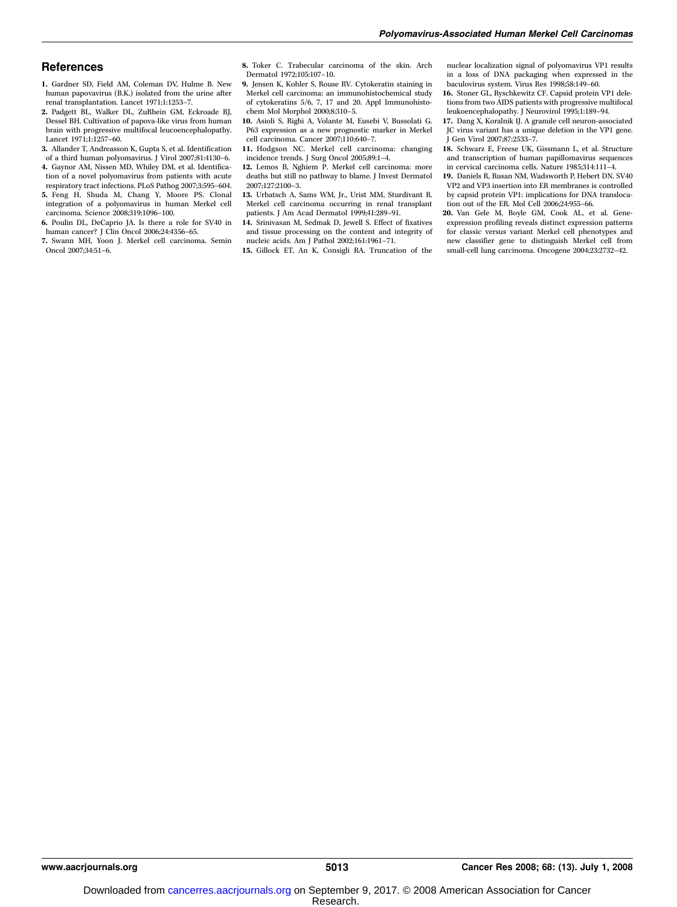## References

1. Gardner SD, Field AM, Coleman DV, Hulme B. New human papovavirus (B.K.) isolated from the urine after renal transplantation. Lancet 1971;1:1253–7.
2. Padgett BL, Walker DL, ZuRhein GM, Eckroade RJ, Dessel BH. Cultivation of papova-like virus from human brain with progressive multifocal leucoencephalopathy. Lancet 1971;1:1257–60.
3. Allander T, Andreasson K, Gupta S, et al. Identification of a third human polyomavirus. J Virol 2007;81:4130–6.
4. Gaynor AM, Nissen MD, Whiley DM, et al. Identification of a novel polyomavirus from patients with acute respiratory tract infections. PLoS Pathog 2007;3:595–604.
5. Feng H, Shuda M, Chang Y, Moore PS. Clonal integration of a polyomavirus in human Merkel cell carcinoma. Science 2008;319:1096–100.
6. Poulin DL, DeCaprio JA. Is there a role for SV40 in human cancer? J Clin Oncol 2006;24:4356–65.
7. Swann MH, Yoon J. Merkel cell carcinoma. Semin Oncol 2007;34:51–6.
8. Toker C. Trabecular carcinoma of the skin. Arch Dermatol 1972;105:107–10.
9. Jensen K, Kohler S, Rouse RV. Cytokeratin staining in Merkel cell carcinoma: an immunohistochemical study of cytokeratins 5/6, 7, 17 and 20. Appl Immunohistochem Mol Morphol 2000;8:310–5.
10. Asioli S, Righi A, Volante M, Eusebi V, Bussolati G. P63 expression as a new prognostic marker in Merkel cell carcinoma. Cancer 2007;110:640–7.
11. Hodgson NC. Merkel cell carcinoma: changing incidence trends. J Surg Oncol 2005;89:1–4.
12. Lemos B, Nghiem P. Merkel cell carcinoma: more deaths but still no pathway to blame. J Invest Dermatol 2007;127:2100–3.
13. Urbatsch A, Sams WM, Jr., Urist MM, Sturdivant R. Merkel cell carcinoma occurring in renal transplant patients. J Am Acad Dermatol 1999;41:289–91.
14. Srinivasan M, Sedmak D, Jewell S. Effect of fixatives and tissue processing on the content and integrity of nucleic acids. Am J Pathol 2002;161:1961–71.
15. Gillock ET, An K, Consigli RA. Truncation of the nuclear localization signal of polyomavirus VP1 results in a loss of DNA packaging when expressed in the baculovirus system. Virus Res 1998;58:149–60.
16. Stoner GL, Ryschkewitz CF. Capsid protein VP1 deletions from two AIDS patients with progressive multifocal leukoencephalopathy. J Neurovirol 1995;1:189–94.
17. Dang X, Koralnik IJ. A granule cell neuron-associated JC virus variant has a unique deletion in the VP1 gene. J Gen Virol 2007;87:2533–7.
18. Schwarz E, Freese UK, Gissmann L, et al. Structure and transcription of human papillomavirus sequences in cervical carcinoma cells. Nature 1985;314:111–4.
19. Daniels R, Rusan NM, Wadsworth P, Hebert DN. SV40 VP2 and VP3 insertion into ER membranes is controlled by capsid protein VP1: implications for DNA translocation out of the ER. Mol Cell 2006;24:955–66.
20. Van Gele M, Boyle GM, Cook AL, et al. Gene-expression profiling reveals distinct expression patterns for classic versus variant Merkel cell phenotypes and new classifier gene to distinguish Merkel cell from small-cell lung carcinoma. Oncogene 2004;23:2732–42.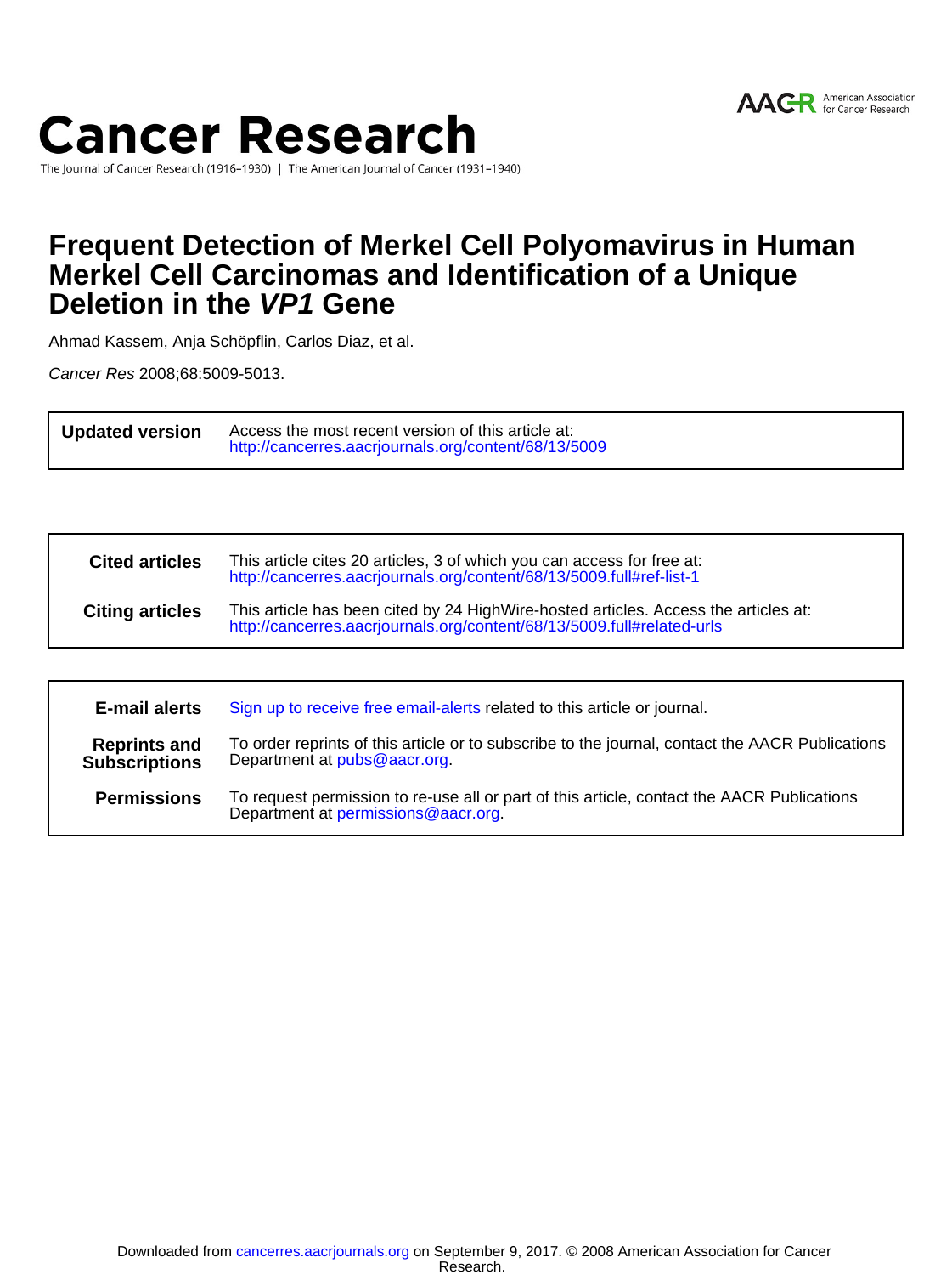# Cancer Research

The Journal of Cancer Research (1916–1930) | The American Journal of Cancer (1931–1940)

AACR American Association for Cancer Research

# Frequent Detection of Merkel Cell Polyomavirus in Human Merkel Cell Carcinomas and Identification of a Unique Deletion in the *VP1* Gene

Ahmad Kassem, Anja Schöpflin, Carlos Diaz, et al.

*Cancer Res* 2008;68:5009-5013.

| | |
|---|---|
| **Updated version** | Access the most recent version of this article at: http://cancerres.aacrjournals.org/content/68/13/5009 |

| | |
|---|---|
| **Cited articles** | This article cites 20 articles, 3 of which you can access for free at: http://cancerres.aacrjournals.org/content/68/13/5009.full#ref-list-1 |
| **Citing articles** | This article has been cited by 24 HighWire-hosted articles. Access the articles at: http://cancerres.aacrjournals.org/content/68/13/5009.full#related-urls |

| | |
|---|---|
| **E-mail alerts** | Sign up to receive free email-alerts related to this article or journal. |
| **Reprints and Subscriptions** | To order reprints of this article or to subscribe to the journal, contact the AACR Publications Department at pubs@aacr.org. |
| **Permissions** | To request permission to re-use all or part of this article, contact the AACR Publications Department at permissions@aacr.org. |

Downloaded from cancerres.aacrjournals.org on September 9, 2017. © 2008 American Association for Cancer Research.